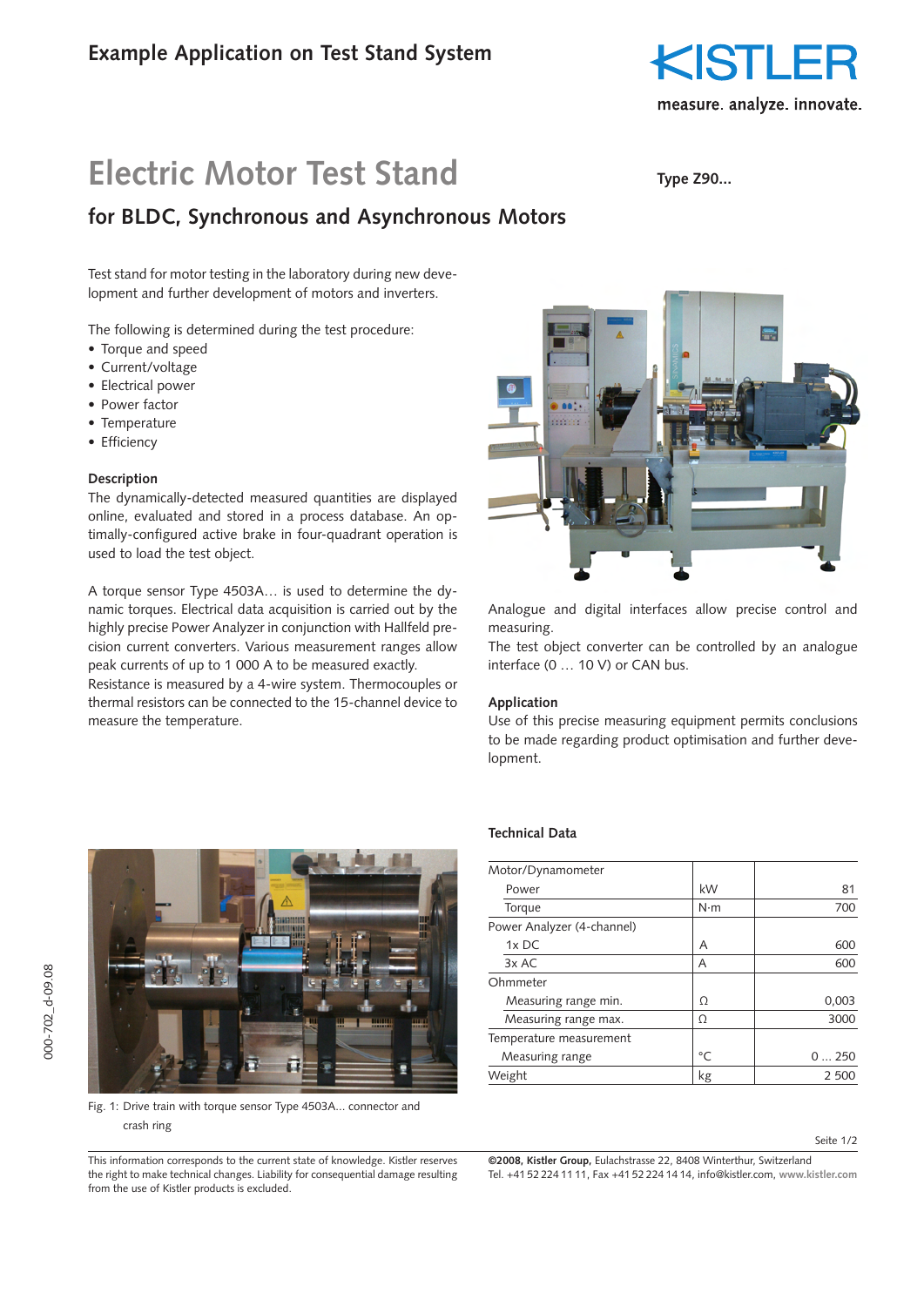Example Application on Test Stand System

# Electric Motor Test Stand

Type Z90...

## for BLDC, Synchronous and Asynchronous Motors

Test stand for motor testing in the laboratory during new development and further development of motors and inverters.

The following is determined during the test procedure:

- Torque and speed
- Current/voltage
- Electrical power
- Power factor
- Temperature
- Efficiency

### Description

The dynamically-detected measured quantities are displayed online, evaluated and stored in a process database. An optimally-configured active brake in four-quadrant operation is used to load the test object.

A torque sensor Type 4503A… is used to determine the dynamic torques. Electrical data acquisition is carried out by the highly precise Power Analyzer in conjunction with Hallfeld precision current converters. Various measurement ranges allow peak currents of up to 1 000 A to be measured exactly.
Resistance is measured by a 4-wire system. Thermocouples or thermal resistors can be connected to the 15-channel device to measure the temperature.

Analogue and digital interfaces allow precise control and measuring.
The test object converter can be controlled by an analogue interface (0 … 10 V) or CAN bus.

### Application

Use of this precise measuring equipment permits conclusions to be made regarding product optimisation and further development.

Fig. 1: Drive train with torque sensor Type 4503A... connector and crash ring

### Technical Data

| | | |
|---|---|---|
| Motor/Dynamometer | | |
| Power | kW | 81 |
| Torque | N·m | 700 |
| Power Analyzer (4-channel) | | |
| 1x DC | A | 600 |
| 3x AC | A | 600 |
| Ohmmeter | | |
| Measuring range min. | Ω | 0,003 |
| Measuring range max. | Ω | 3000 |
| Temperature measurement | | |
| Measuring range | °C | 0 … 250 |
| Weight | kg | 2 500 |

This information corresponds to the current state of knowledge. Kistler reserves the right to make technical changes. Liability for consequential damage resulting from the use of Kistler products is excluded.

**©2008, Kistler Group,** Eulachstrasse 22, 8408 Winterthur, Switzerland
Tel. +41 52 224 11 11, Fax +41 52 224 14 14, info@kistler.com, www.kistler.com

000-702_d-09.08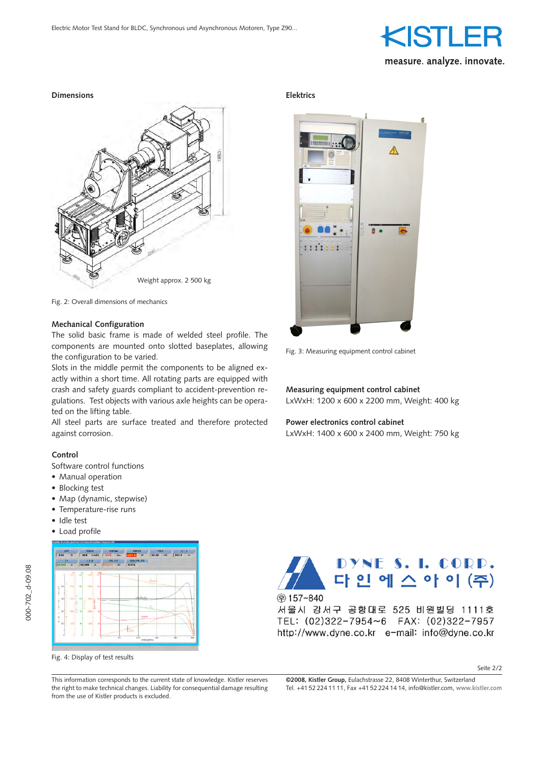## Dimensions

Weight approx. 2 500 kg

Fig. 2: Overall dimensions of mechanics

## Mechanical Configuration

The solid basic frame is made of welded steel profile. The components are mounted onto slotted baseplates, allowing the configuration to be varied.

Slots in the middle permit the components to be aligned exactly within a short time. All rotating parts are equipped with crash and safety guards compliant to accident-prevention regulations. Test objects with various axle heights can be operated on the lifting table.

All steel parts are surface treated and therefore protected against corrosion.

## Control

Software control functions

- Manual operation
- Blocking test
- Map (dynamic, stepwise)
- Temperature-rise runs
- Idle test
- Load profile

Fig. 4: Display of test results

## Elektrics

Fig. 3: Measuring equipment control cabinet

**Measuring equipment control cabinet**
LxWxH: 1200 x 600 x 2200 mm, Weight: 400 kg

**Power electronics control cabinet**
LxWxH: 1400 x 600 x 2400 mm, Weight: 750 kg

DYNE S. I. CORP.
다 인 에 스 아 이 (주)
㊝ 157-840
서울시 강서구 공항대로 525 비원빌딩 1111호
TEL: (02)322-7954~6 FAX: (02)322-7957
http://www.dyne.co.kr e-mail: info@dyne.co.kr

This information corresponds to the current state of knowledge. Kistler reserves the right to make technical changes. Liability for consequential damage resulting from the use of Kistler products is excluded.

**©2008, Kistler Group,** Eulachstrasse 22, 8408 Winterthur, Switzerland
Tel. +41 52 224 11 11, Fax +41 52 224 14 14, info@kistler.com, www.kistler.com

000-702_d-09.08